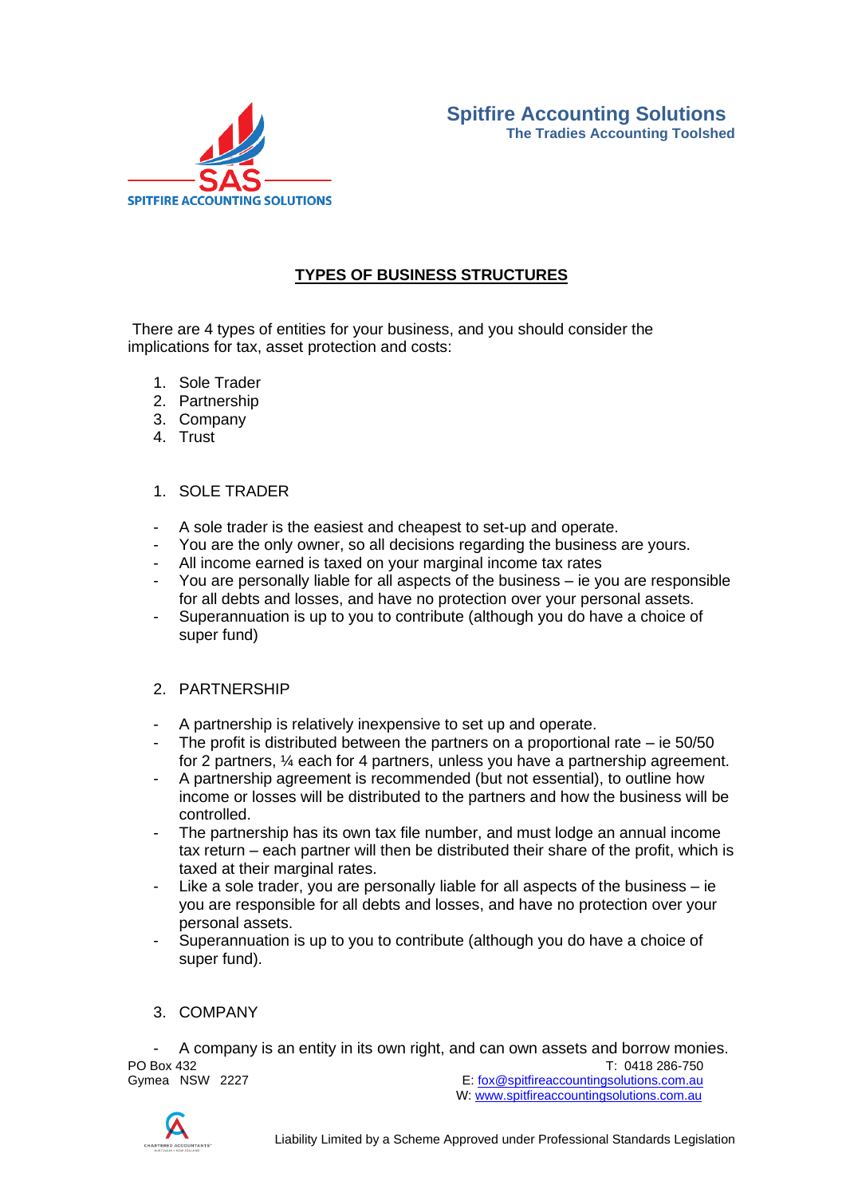# Spitfire Accounting Solutions

**The Tradies Accounting Toolshed**

## TYPES OF BUSINESS STRUCTURES

There are 4 types of entities for your business, and you should consider the implications for tax, asset protection and costs:

1. Sole Trader
2. Partnership
3. Company
4. Trust

### 1. SOLE TRADER

- A sole trader is the easiest and cheapest to set-up and operate.
- You are the only owner, so all decisions regarding the business are yours.
- All income earned is taxed on your marginal income tax rates
- You are personally liable for all aspects of the business – ie you are responsible for all debts and losses, and have no protection over your personal assets.
- Superannuation is up to you to contribute (although you do have a choice of super fund)

### 2. PARTNERSHIP

- A partnership is relatively inexpensive to set up and operate.
- The profit is distributed between the partners on a proportional rate – ie 50/50 for 2 partners, ¼ each for 4 partners, unless you have a partnership agreement.
- A partnership agreement is recommended (but not essential), to outline how income or losses will be distributed to the partners and how the business will be controlled.
- The partnership has its own tax file number, and must lodge an annual income tax return – each partner will then be distributed their share of the profit, which is taxed at their marginal rates.
- Like a sole trader, you are personally liable for all aspects of the business – ie you are responsible for all debts and losses, and have no protection over your personal assets.
- Superannuation is up to you to contribute (although you do have a choice of super fund).

### 3. COMPANY

- A company is an entity in its own right, and can own assets and borrow monies.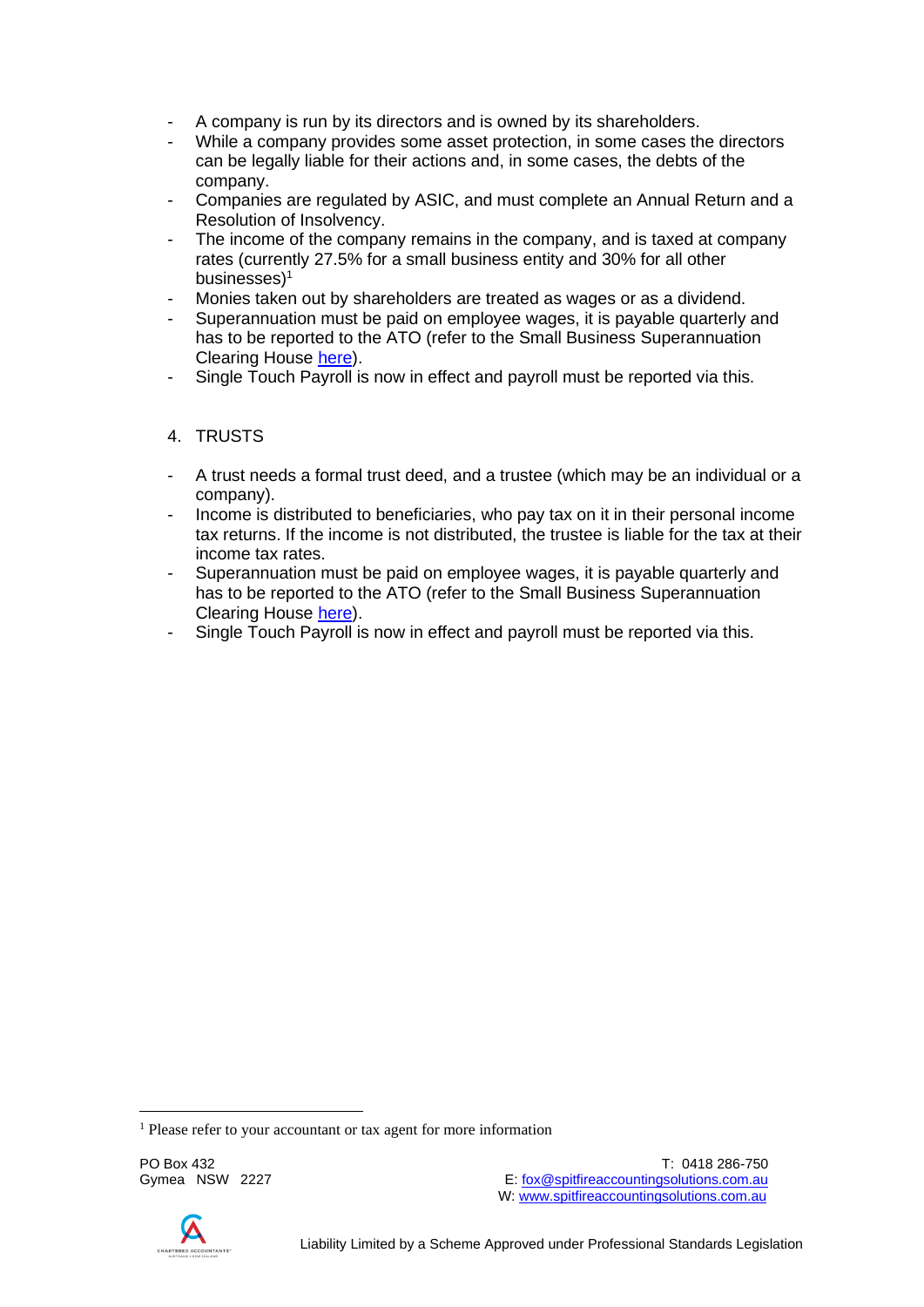- A company is run by its directors and is owned by its shareholders.
- While a company provides some asset protection, in some cases the directors can be legally liable for their actions and, in some cases, the debts of the company.
- Companies are regulated by ASIC, and must complete an Annual Return and a Resolution of Insolvency.
- The income of the company remains in the company, and is taxed at company rates (currently 27.5% for a small business entity and 30% for all other businesses)[1]
- Monies taken out by shareholders are treated as wages or as a dividend.
- Superannuation must be paid on employee wages, it is payable quarterly and has to be reported to the ATO (refer to the Small Business Superannuation Clearing House here).
- Single Touch Payroll is now in effect and payroll must be reported via this.

4. TRUSTS

- A trust needs a formal trust deed, and a trustee (which may be an individual or a company).
- Income is distributed to beneficiaries, who pay tax on it in their personal income tax returns. If the income is not distributed, the trustee is liable for the tax at their income tax rates.
- Superannuation must be paid on employee wages, it is payable quarterly and has to be reported to the ATO (refer to the Small Business Superannuation Clearing House here).
- Single Touch Payroll is now in effect and payroll must be reported via this.

[1] Please refer to your accountant or tax agent for more information

PO Box 432
Gymea NSW 2227

T: 0418 286-750
E: fox@spitfireaccountingsolutions.com.au
W: www.spitfireaccountingsolutions.com.au

Liability Limited by a Scheme Approved under Professional Standards Legislation